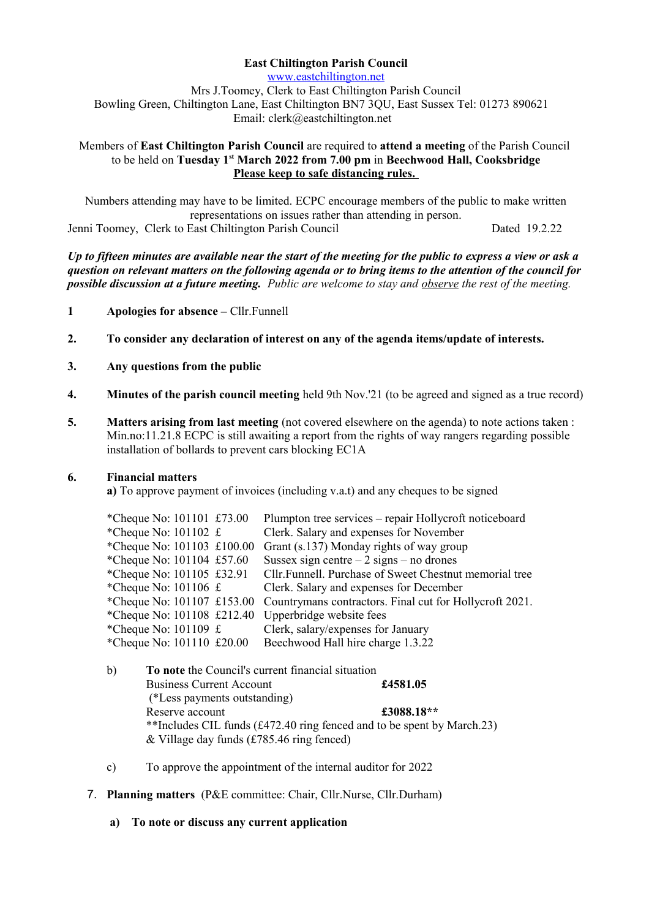**East Chiltington Parish Council**

www.eastchiltington.net

Mrs J.Toomey, Clerk to East Chiltington Parish Council

Bowling Green, Chiltington Lane, East Chiltington BN7 3QU, East Sussex Tel: 01273 890621

Email: clerk@eastchiltington.net

Members of **East Chiltington Parish Council** are required to **attend a meeting** of the Parish Council to be held on **Tuesday 1st March 2022 from 7.00 pm** in **Beechwood Hall, Cooksbridge**

**Please keep to safe distancing rules.**

Numbers attending may have to be limited. ECPC encourage members of the public to make written representations on issues rather than attending in person.

Jenni Toomey, Clerk to East Chiltington Parish Council Dated 19.2.22

***Up to fifteen minutes are available near the start of the meeting for the public to express a view or ask a question on relevant matters on the following agenda or to bring items to the attention of the council for possible discussion at a future meeting.*** *Public are welcome to stay and observe the rest of the meeting.*

**1** **Apologies for absence –** Cllr.Funnell

**2.** **To consider any declaration of interest on any of the agenda items/update of interests.**

**3.** **Any questions from the public**

**4.** **Minutes of the parish council meeting** held 9th Nov.'21 (to be agreed and signed as a true record)

**5.** **Matters arising from last meeting** (not covered elsewhere on the agenda) to note actions taken : Min.no:11.21.8 ECPC is still awaiting a report from the rights of way rangers regarding possible installation of bollards to prevent cars blocking EC1A

**6.** **Financial matters**

**a)** To approve payment of invoices (including v.a.t) and any cheques to be signed

| Cheque | Amount | Details |
|---|---|---|
| *Cheque No: 101101 | £73.00 | Plumpton tree services – repair Hollycroft noticeboard |
| *Cheque No: 101102 | £ | Clerk. Salary and expenses for November |
| *Cheque No: 101103 | £100.00 | Grant (s.137) Monday rights of way group |
| *Cheque No: 101104 | £57.60 | Sussex sign centre – 2 signs – no drones |
| *Cheque No: 101105 | £32.91 | Cllr.Funnell. Purchase of Sweet Chestnut memorial tree |
| *Cheque No: 101106 | £ | Clerk. Salary and expenses for December |
| *Cheque No: 101107 | £153.00 | Countrymans contractors. Final cut for Hollycroft 2021. |
| *Cheque No: 101108 | £212.40 | Upperbridge website fees |
| *Cheque No: 101109 | £ | Clerk, salary/expenses for January |
| *Cheque No: 101110 | £20.00 | Beechwood Hall hire charge 1.3.22 |

b) **To note** the Council's current financial situation

Business Current Account **£4581.05**

(*Less payments outstanding)

Reserve account **£3088.18****

**Includes CIL funds (£472.40 ring fenced and to be spent by March.23) & Village day funds (£785.46 ring fenced)

c) To approve the appointment of the internal auditor for 2022

**7.** **Planning matters** (P&E committee: Chair, Cllr.Nurse, Cllr.Durham)

**a) To note or discuss any current application**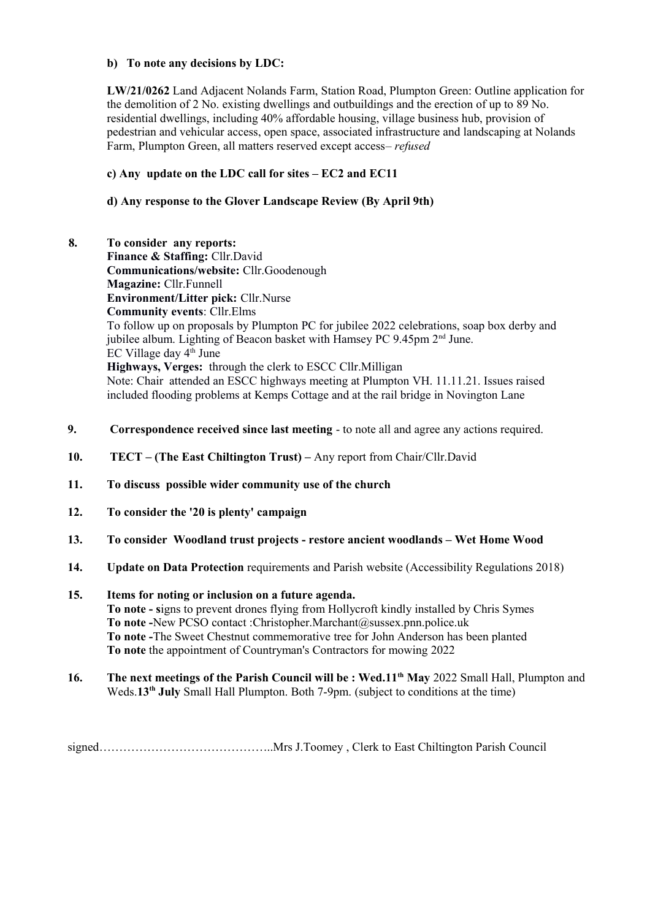**b) To note any decisions by LDC:**

**LW/21/0262** Land Adjacent Nolands Farm, Station Road, Plumpton Green: Outline application for the demolition of 2 No. existing dwellings and outbuildings and the erection of up to 89 No. residential dwellings, including 40% affordable housing, village business hub, provision of pedestrian and vehicular access, open space, associated infrastructure and landscaping at Nolands Farm, Plumpton Green, all matters reserved except access– *refused*

**c) Any update on the LDC call for sites – EC2 and EC11**

**d) Any response to the Glover Landscape Review (By April 9th)**

**8. To consider any reports:**
**Finance & Staffing:** Cllr.David
**Communications/website:** Cllr.Goodenough
**Magazine:** Cllr.Funnell
**Environment/Litter pick:** Cllr.Nurse
**Community events**: Cllr.Elms
To follow up on proposals by Plumpton PC for jubilee 2022 celebrations, soap box derby and jubilee album. Lighting of Beacon basket with Hamsey PC 9.45pm 2nd June.
EC Village day 4th June
**Highways, Verges:** through the clerk to ESCC Cllr.Milligan
Note: Chair attended an ESCC highways meeting at Plumpton VH. 11.11.21. Issues raised included flooding problems at Kemps Cottage and at the rail bridge in Novington Lane

**9. Correspondence received since last meeting** - to note all and agree any actions required.

**10. TECT – (The East Chiltington Trust) –** Any report from Chair/Cllr.David

**11. To discuss possible wider community use of the church**

**12. To consider the '20 is plenty' campaign**

**13. To consider Woodland trust projects - restore ancient woodlands – Wet Home Wood**

**14. Update on Data Protection** requirements and Parish website (Accessibility Regulations 2018)

**15. Items for noting or inclusion on a future agenda.**
**To note - s**igns to prevent drones flying from Hollycroft kindly installed by Chris Symes
**To note -**New PCSO contact :Christopher.Marchant@sussex.pnn.police.uk
**To note -**The Sweet Chestnut commemorative tree for John Anderson has been planted
**To note** the appointment of Countryman's Contractors for mowing 2022

**16. The next meetings of the Parish Council will be : Wed.11th May** 2022 Small Hall, Plumpton and Weds.**13th July** Small Hall Plumpton. Both 7-9pm. (subject to conditions at the time)

signed……………………………………..Mrs J.Toomey , Clerk to East Chiltington Parish Council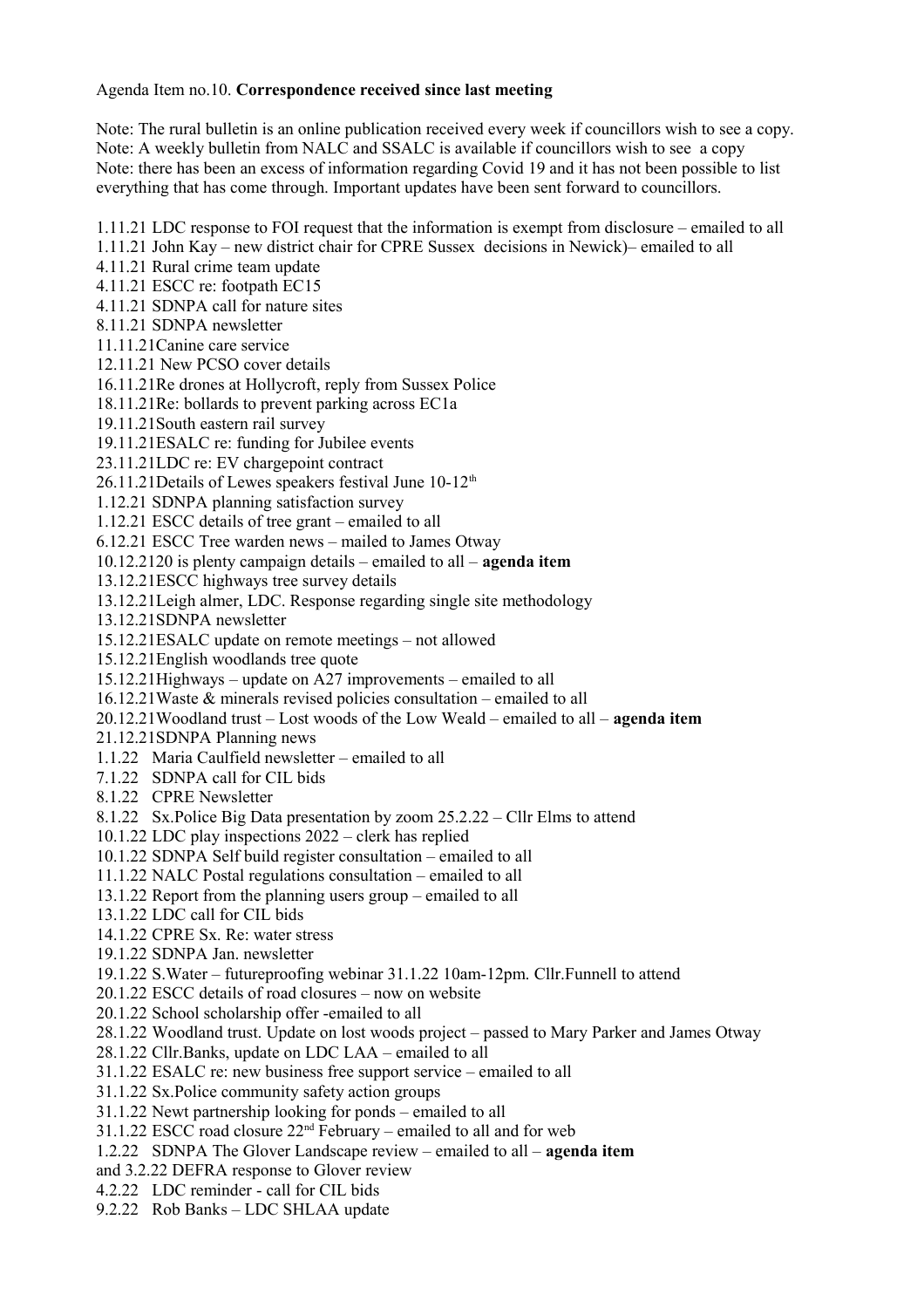Agenda Item no.10. **Correspondence received since last meeting**

Note: The rural bulletin is an online publication received every week if councillors wish to see a copy.
Note: A weekly bulletin from NALC and SSALC is available if councillors wish to see a copy
Note: there has been an excess of information regarding Covid 19 and it has not been possible to list everything that has come through. Important updates have been sent forward to councillors.

1.11.21 LDC response to FOI request that the information is exempt from disclosure – emailed to all
1.11.21 John Kay – new district chair for CPRE Sussex decisions in Newick)– emailed to all
4.11.21 Rural crime team update
4.11.21 ESCC re: footpath EC15
4.11.21 SDNPA call for nature sites
8.11.21 SDNPA newsletter
11.11.21Canine care service
12.11.21 New PCSO cover details
16.11.21Re drones at Hollycroft, reply from Sussex Police
18.11.21Re: bollards to prevent parking across EC1a
19.11.21South eastern rail survey
19.11.21ESALC re: funding for Jubilee events
23.11.21LDC re: EV chargepoint contract
26.11.21Details of Lewes speakers festival June 10-12th
1.12.21 SDNPA planning satisfaction survey
1.12.21 ESCC details of tree grant – emailed to all
6.12.21 ESCC Tree warden news – mailed to James Otway
10.12.2120 is plenty campaign details – emailed to all – **agenda item**
13.12.21ESCC highways tree survey details
13.12.21Leigh almer, LDC. Response regarding single site methodology
13.12.21SDNPA newsletter
15.12.21ESALC update on remote meetings – not allowed
15.12.21English woodlands tree quote
15.12.21Highways – update on A27 improvements – emailed to all
16.12.21Waste & minerals revised policies consultation – emailed to all
20.12.21Woodland trust – Lost woods of the Low Weald – emailed to all – **agenda item**
21.12.21SDNPA Planning news
1.1.22 Maria Caulfield newsletter – emailed to all
7.1.22 SDNPA call for CIL bids
8.1.22 CPRE Newsletter
8.1.22 Sx.Police Big Data presentation by zoom 25.2.22 – Cllr Elms to attend
10.1.22 LDC play inspections 2022 – clerk has replied
10.1.22 SDNPA Self build register consultation – emailed to all
11.1.22 NALC Postal regulations consultation – emailed to all
13.1.22 Report from the planning users group – emailed to all
13.1.22 LDC call for CIL bids
14.1.22 CPRE Sx. Re: water stress
19.1.22 SDNPA Jan. newsletter
19.1.22 S.Water – futureproofing webinar 31.1.22 10am-12pm. Cllr.Funnell to attend
20.1.22 ESCC details of road closures – now on website
20.1.22 School scholarship offer -emailed to all
28.1.22 Woodland trust. Update on lost woods project – passed to Mary Parker and James Otway
28.1.22 Cllr.Banks, update on LDC LAA – emailed to all
31.1.22 ESALC re: new business free support service – emailed to all
31.1.22 Sx.Police community safety action groups
31.1.22 Newt partnership looking for ponds – emailed to all
31.1.22 ESCC road closure 22nd February – emailed to all and for web
1.2.22 SDNPA The Glover Landscape review – emailed to all – **agenda item**
and 3.2.22 DEFRA response to Glover review
4.2.22 LDC reminder - call for CIL bids
9.2.22 Rob Banks – LDC SHLAA update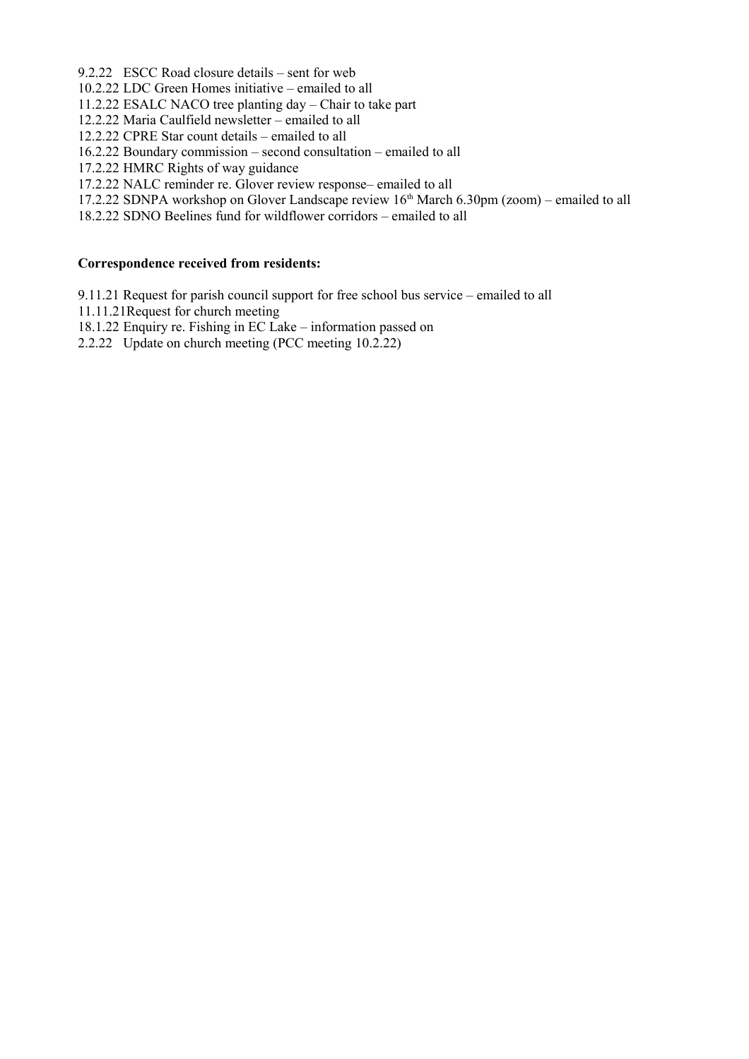9.2.22 ESCC Road closure details – sent for web
10.2.22 LDC Green Homes initiative – emailed to all
11.2.22 ESALC NACO tree planting day – Chair to take part
12.2.22 Maria Caulfield newsletter – emailed to all
12.2.22 CPRE Star count details – emailed to all
16.2.22 Boundary commission – second consultation – emailed to all
17.2.22 HMRC Rights of way guidance
17.2.22 NALC reminder re. Glover review response– emailed to all
17.2.22 SDNPA workshop on Glover Landscape review 16th March 6.30pm (zoom) – emailed to all
18.2.22 SDNO Beelines fund for wildflower corridors – emailed to all

**Correspondence received from residents:**

9.11.21 Request for parish council support for free school bus service – emailed to all
11.11.21Request for church meeting
18.1.22 Enquiry re. Fishing in EC Lake – information passed on
2.2.22 Update on church meeting (PCC meeting 10.2.22)